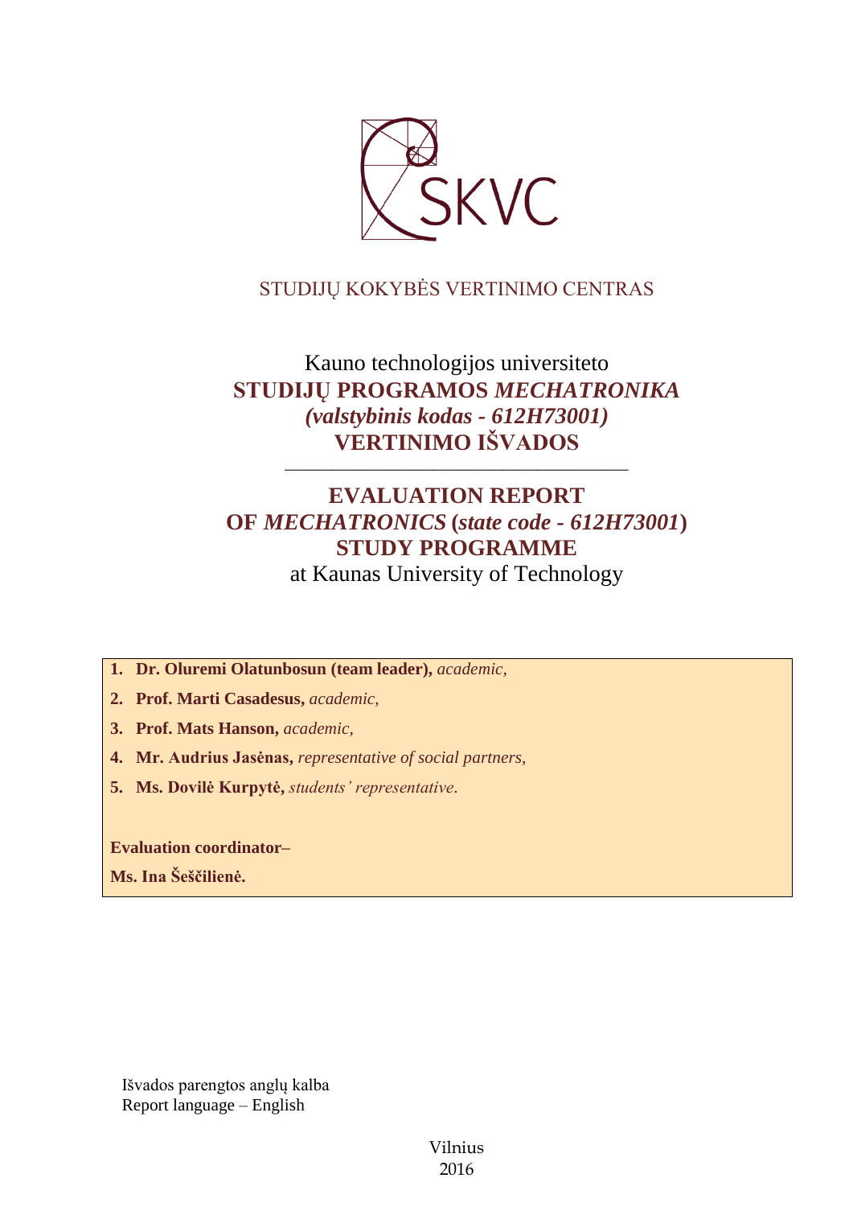SKVC

STUDIJŲ KOKYBĖS VERTINIMO CENTRAS

Kauno technologijos universiteto

# STUDIJŲ PROGRAMOS *MECHATRONIKA* *(valstybinis kodas - 612H73001)* VERTINIMO IŠVADOS

---

# EVALUATION REPORT OF *MECHATRONICS* (*state code - 612H73001*) STUDY PROGRAMME

at Kaunas University of Technology

1. **Dr. Oluremi Olatunbosun (team leader),** *academic,*
2. **Prof. Marti Casadesus,** *academic,*
3. **Prof. Mats Hanson,** *academic,*
4. **Mr. Audrius Jasėnas,** *representative of social partners,*
5. **Ms. Dovilė Kurpytė,** *students' representative*.

**Evaluation coordinator–**

**Ms. Ina Šeščilienė.**

Išvados parengtos anglų kalba
Report language – English

Vilnius
2016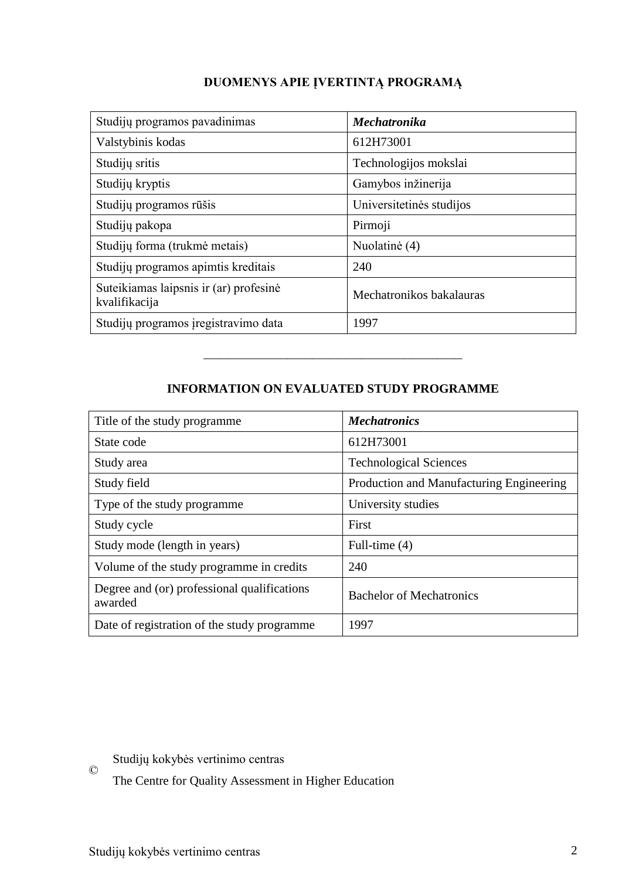## DUOMENYS APIE ĮVERTINTĄ PROGRAMĄ

| Studijų programos pavadinimas | ***Mechatronika*** |
|---|---|
| Valstybinis kodas | 612H73001 |
| Studijų sritis | Technologijos mokslai |
| Studijų kryptis | Gamybos inžinerija |
| Studijų programos rūšis | Universitetinės studijos |
| Studijų pakopa | Pirmoji |
| Studijų forma (trukmė metais) | Nuolatinė (4) |
| Studijų programos apimtis kreditais | 240 |
| Suteikiamas laipsnis ir (ar) profesinė kvalifikacija | Mechatronikos bakalauras |
| Studijų programos įregistravimo data | 1997 |

---

## INFORMATION ON EVALUATED STUDY PROGRAMME

| Title of the study programme | ***Mechatronics*** |
|---|---|
| State code | 612H73001 |
| Study area | Technological Sciences |
| Study field | Production and Manufacturing Engineering |
| Type of the study programme | University studies |
| Study cycle | First |
| Study mode (length in years) | Full-time (4) |
| Volume of the study programme in credits | 240 |
| Degree and (or) professional qualifications awarded | Bachelor of Mechatronics |
| Date of registration of the study programme | 1997 |

© Studijų kokybės vertinimo centras

The Centre for Quality Assessment in Higher Education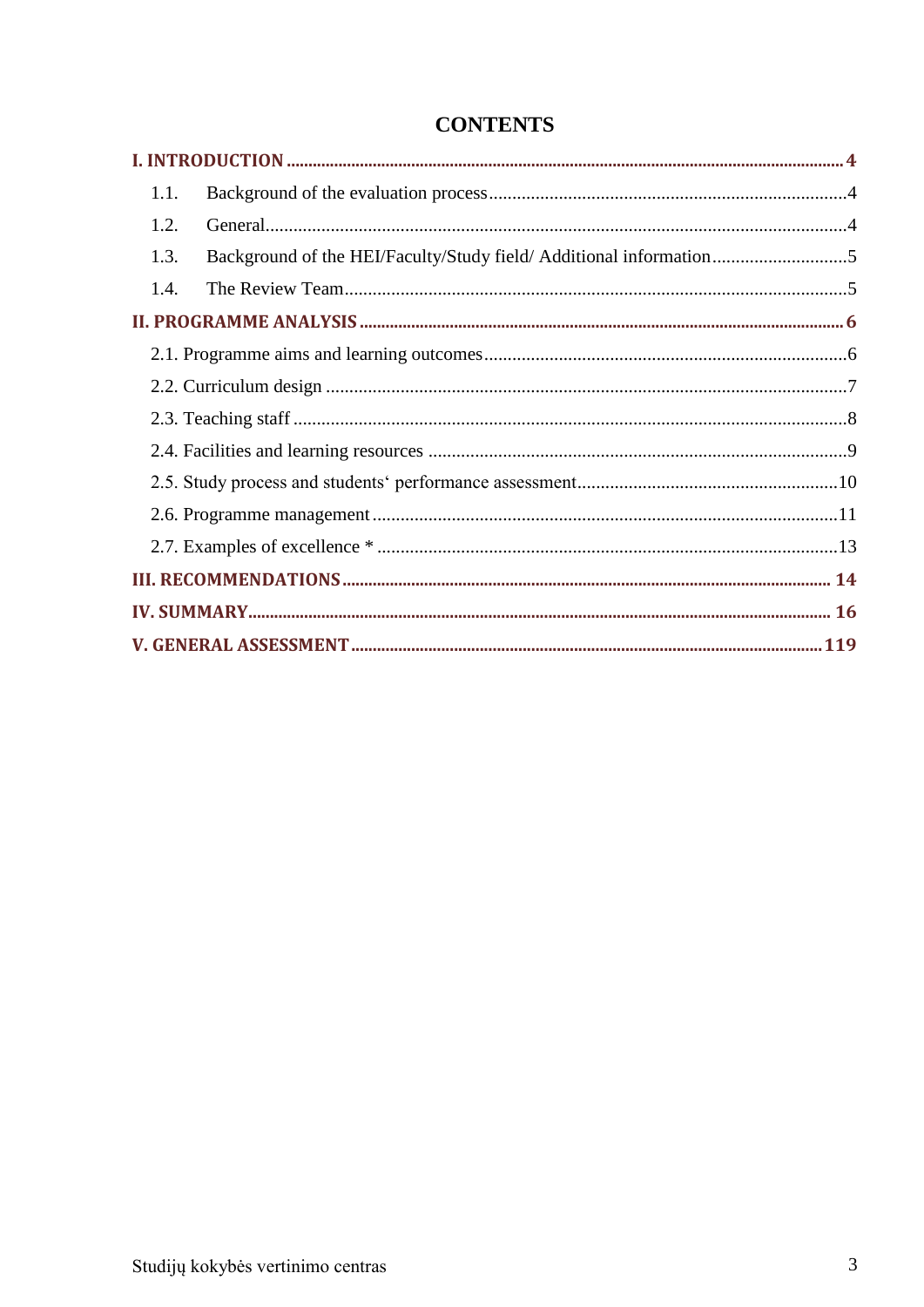# CONTENTS

I. INTRODUCTION .......... 4

- 1.1. Background of the evaluation process .......... 4
- 1.2. General .......... 4
- 1.3. Background of the HEI/Faculty/Study field/ Additional information .......... 5
- 1.4. The Review Team .......... 5

II. PROGRAMME ANALYSIS .......... 6

- 2.1. Programme aims and learning outcomes .......... 6
- 2.2. Curriculum design .......... 7
- 2.3. Teaching staff .......... 8
- 2.4. Facilities and learning resources .......... 9
- 2.5. Study process and students‘ performance assessment .......... 10
- 2.6. Programme management .......... 11
- 2.7. Examples of excellence * .......... 13

III. RECOMMENDATIONS .......... 14

IV. SUMMARY .......... 16

V. GENERAL ASSESSMENT .......... 119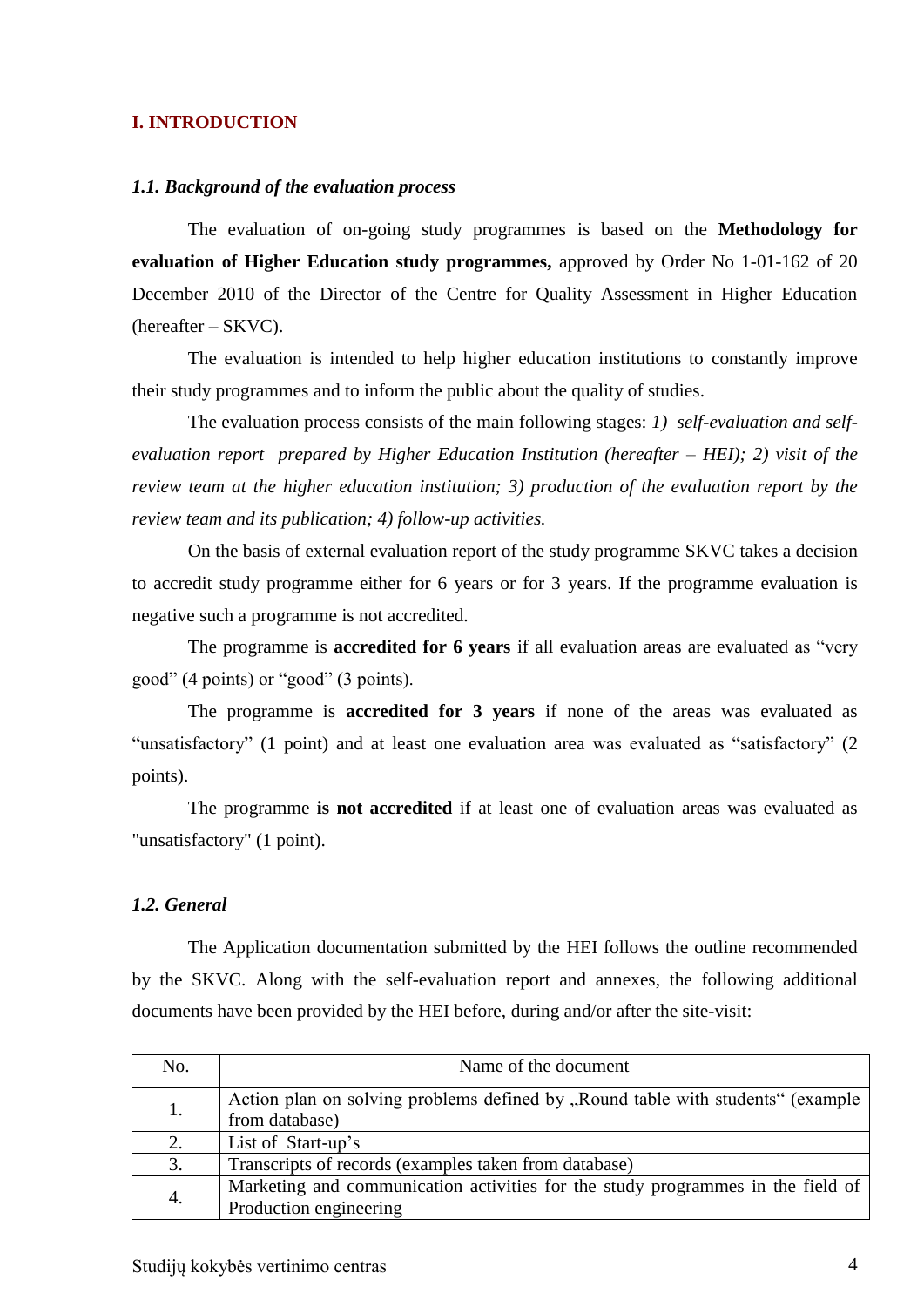## I. INTRODUCTION

### *1.1. Background of the evaluation process*

The evaluation of on-going study programmes is based on the **Methodology for evaluation of Higher Education study programmes,** approved by Order No 1-01-162 of 20 December 2010 of the Director of the Centre for Quality Assessment in Higher Education (hereafter – SKVC).

The evaluation is intended to help higher education institutions to constantly improve their study programmes and to inform the public about the quality of studies.

The evaluation process consists of the main following stages: *1) self-evaluation and self-evaluation report prepared by Higher Education Institution (hereafter – HEI); 2) visit of the review team at the higher education institution; 3) production of the evaluation report by the review team and its publication; 4) follow-up activities.*

On the basis of external evaluation report of the study programme SKVC takes a decision to accredit study programme either for 6 years or for 3 years. If the programme evaluation is negative such a programme is not accredited.

The programme is **accredited for 6 years** if all evaluation areas are evaluated as "very good" (4 points) or "good" (3 points).

The programme is **accredited for 3 years** if none of the areas was evaluated as "unsatisfactory" (1 point) and at least one evaluation area was evaluated as "satisfactory" (2 points).

The programme **is not accredited** if at least one of evaluation areas was evaluated as "unsatisfactory" (1 point).

### *1.2. General*

The Application documentation submitted by the HEI follows the outline recommended by the SKVC. Along with the self-evaluation report and annexes, the following additional documents have been provided by the HEI before, during and/or after the site-visit:

| No. | Name of the document |
|---|---|
| 1. | Action plan on solving problems defined by „Round table with students" (example from database) |
| 2. | List of Start-up's |
| 3. | Transcripts of records (examples taken from database) |
| 4. | Marketing and communication activities for the study programmes in the field of Production engineering |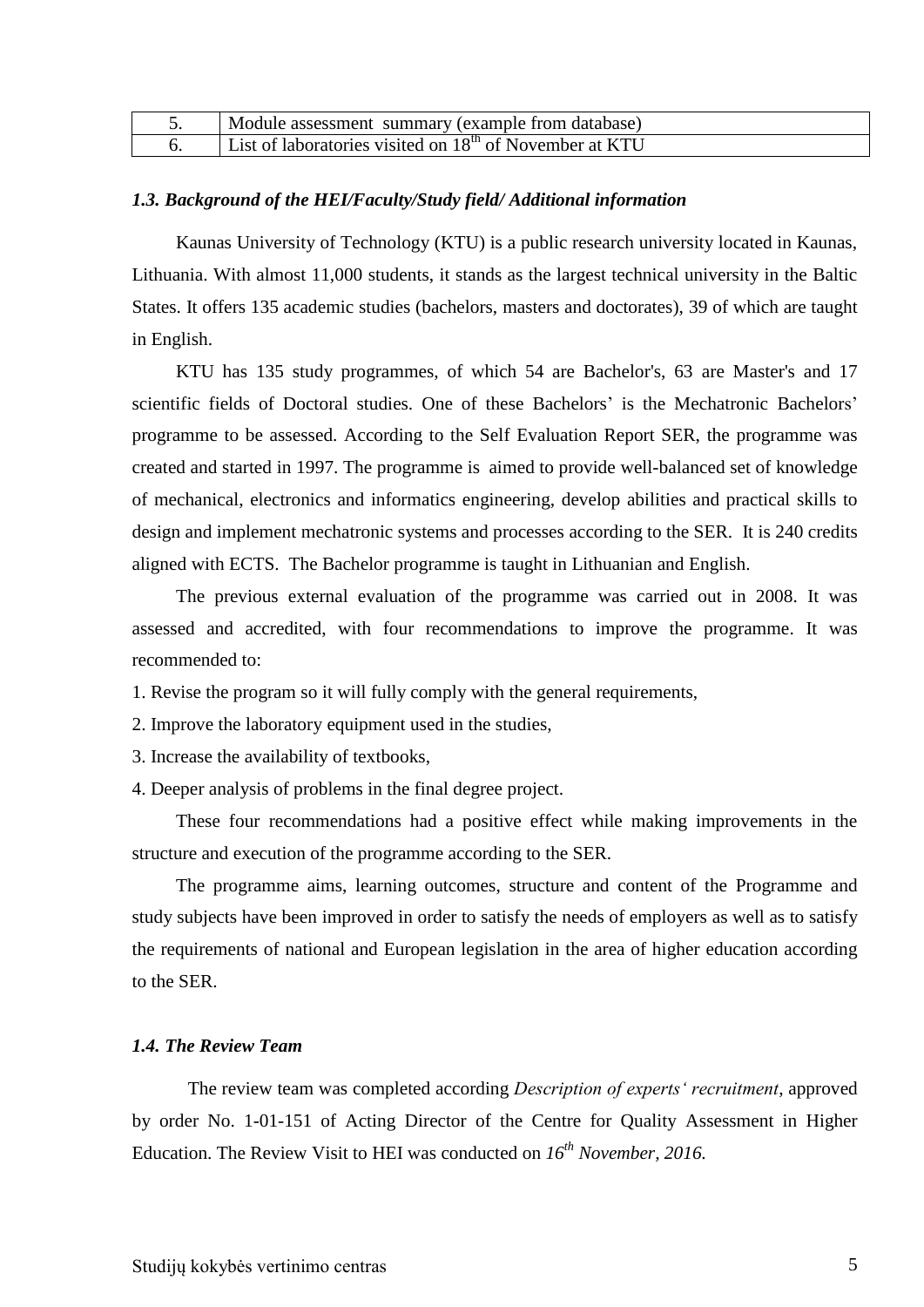| 5. | Module assessment summary (example from database) |
|---|---|
| 6. | List of laboratories visited on 18th of November at KTU |

### *1.3. Background of the HEI/Faculty/Study field/ Additional information*

Kaunas University of Technology (KTU) is a public research university located in Kaunas, Lithuania. With almost 11,000 students, it stands as the largest technical university in the Baltic States. It offers 135 academic studies (bachelors, masters and doctorates), 39 of which are taught in English.

KTU has 135 study programmes, of which 54 are Bachelor's, 63 are Master's and 17 scientific fields of Doctoral studies. One of these Bachelors' is the Mechatronic Bachelors' programme to be assessed. According to the Self Evaluation Report SER, the programme was created and started in 1997. The programme is aimed to provide well-balanced set of knowledge of mechanical, electronics and informatics engineering, develop abilities and practical skills to design and implement mechatronic systems and processes according to the SER. It is 240 credits aligned with ECTS. The Bachelor programme is taught in Lithuanian and English.

The previous external evaluation of the programme was carried out in 2008. It was assessed and accredited, with four recommendations to improve the programme. It was recommended to:

1. Revise the program so it will fully comply with the general requirements,
2. Improve the laboratory equipment used in the studies,
3. Increase the availability of textbooks,
4. Deeper analysis of problems in the final degree project.

These four recommendations had a positive effect while making improvements in the structure and execution of the programme according to the SER.

The programme aims, learning outcomes, structure and content of the Programme and study subjects have been improved in order to satisfy the needs of employers as well as to satisfy the requirements of national and European legislation in the area of higher education according to the SER.

### *1.4. The Review Team*

The review team was completed according *Description of experts' recruitment*, approved by order No. 1-01-151 of Acting Director of the Centre for Quality Assessment in Higher Education. The Review Visit to HEI was conducted on *16th November, 2016.*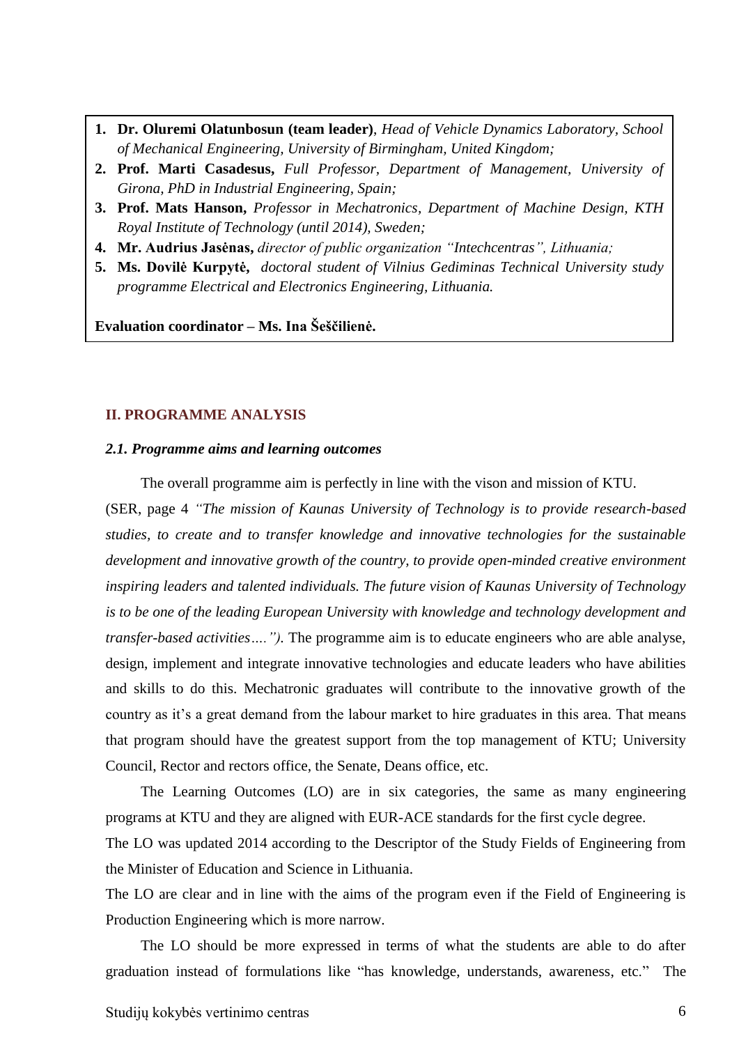1. **Dr. Oluremi Olatunbosun (team leader)**, *Head of Vehicle Dynamics Laboratory, School of Mechanical Engineering, University of Birmingham, United Kingdom;*
2. **Prof. Marti Casadesus,** *Full Professor, Department of Management, University of Girona, PhD in Industrial Engineering, Spain;*
3. **Prof. Mats Hanson,** *Professor in Mechatronics, Department of Machine Design, KTH Royal Institute of Technology (until 2014), Sweden;*
4. **Mr. Audrius Jasėnas,** *director of public organization "Intechcentras", Lithuania;*
5. **Ms. Dovilė Kurpytė,** *doctoral student of Vilnius Gediminas Technical University study programme Electrical and Electronics Engineering, Lithuania.*

**Evaluation coordinator – Ms. Ina Šeščilienė.**

## II. PROGRAMME ANALYSIS

### *2.1. Programme aims and learning outcomes*

The overall programme aim is perfectly in line with the vison and mission of KTU. (SER, page 4 *"The mission of Kaunas University of Technology is to provide research-based studies, to create and to transfer knowledge and innovative technologies for the sustainable development and innovative growth of the country, to provide open-minded creative environment inspiring leaders and talented individuals. The future vision of Kaunas University of Technology is to be one of the leading European University with knowledge and technology development and transfer-based activities…. ").* The programme aim is to educate engineers who are able analyse, design, implement and integrate innovative technologies and educate leaders who have abilities and skills to do this. Mechatronic graduates will contribute to the innovative growth of the country as it's a great demand from the labour market to hire graduates in this area. That means that program should have the greatest support from the top management of KTU; University Council, Rector and rectors office, the Senate, Deans office, etc.

The Learning Outcomes (LO) are in six categories, the same as many engineering programs at KTU and they are aligned with EUR-ACE standards for the first cycle degree.
The LO was updated 2014 according to the Descriptor of the Study Fields of Engineering from the Minister of Education and Science in Lithuania.
The LO are clear and in line with the aims of the program even if the Field of Engineering is Production Engineering which is more narrow.

The LO should be more expressed in terms of what the students are able to do after graduation instead of formulations like "has knowledge, understands, awareness, etc." The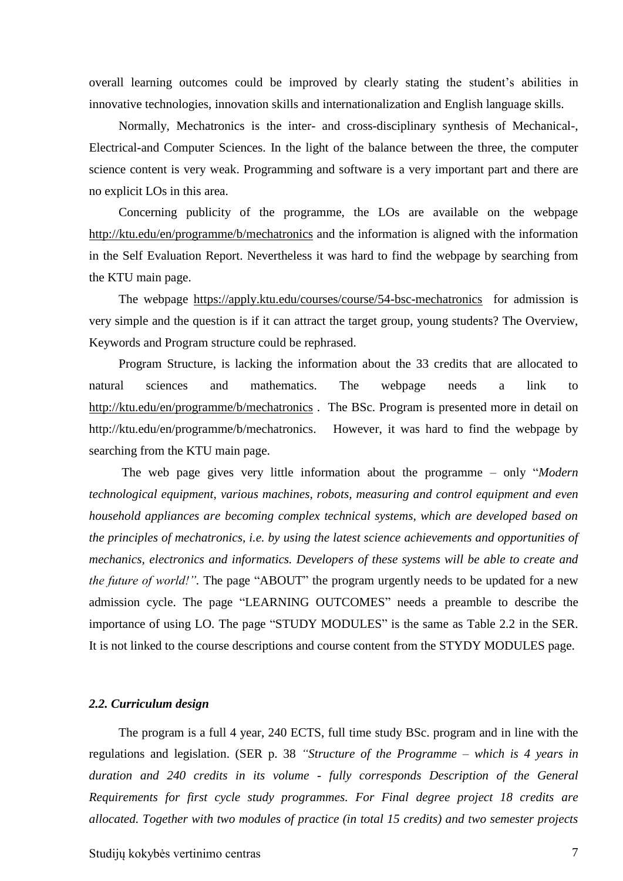overall learning outcomes could be improved by clearly stating the student's abilities in innovative technologies, innovation skills and internationalization and English language skills.

Normally, Mechatronics is the inter- and cross-disciplinary synthesis of Mechanical-, Electrical-and Computer Sciences. In the light of the balance between the three, the computer science content is very weak. Programming and software is a very important part and there are no explicit LOs in this area.

Concerning publicity of the programme, the LOs are available on the webpage http://ktu.edu/en/programme/b/mechatronics and the information is aligned with the information in the Self Evaluation Report. Nevertheless it was hard to find the webpage by searching from the KTU main page.

The webpage https://apply.ktu.edu/courses/course/54-bsc-mechatronics for admission is very simple and the question is if it can attract the target group, young students? The Overview, Keywords and Program structure could be rephrased.

Program Structure, is lacking the information about the 33 credits that are allocated to natural sciences and mathematics. The webpage needs a link to http://ktu.edu/en/programme/b/mechatronics . The BSc. Program is presented more in detail on http://ktu.edu/en/programme/b/mechatronics. However, it was hard to find the webpage by searching from the KTU main page.

The web page gives very little information about the programme – only "*Modern technological equipment, various machines, robots, measuring and control equipment and even household appliances are becoming complex technical systems, which are developed based on the principles of mechatronics, i.e. by using the latest science achievements and opportunities of mechanics, electronics and informatics. Developers of these systems will be able to create and the future of world!"*. The page "ABOUT" the program urgently needs to be updated for a new admission cycle. The page "LEARNING OUTCOMES" needs a preamble to describe the importance of using LO. The page "STUDY MODULES" is the same as Table 2.2 in the SER. It is not linked to the course descriptions and course content from the STYDY MODULES page.

### *2.2. Curriculum design*

The program is a full 4 year, 240 ECTS, full time study BSc. program and in line with the regulations and legislation. (SER p. 38 *"Structure of the Programme – which is 4 years in duration and 240 credits in its volume - fully corresponds Description of the General Requirements for first cycle study programmes. For Final degree project 18 credits are allocated. Together with two modules of practice (in total 15 credits) and two semester projects*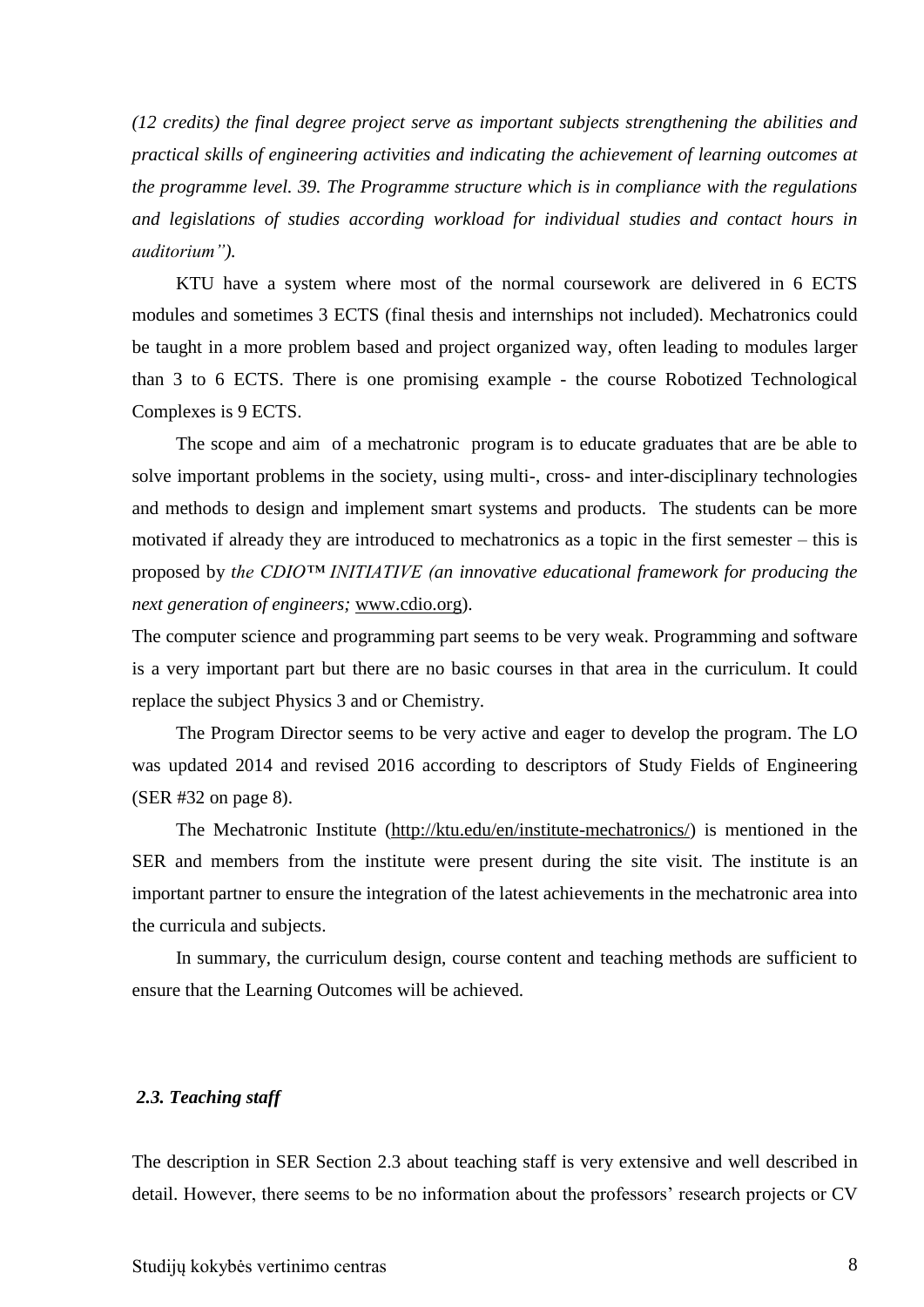*(12 credits) the final degree project serve as important subjects strengthening the abilities and practical skills of engineering activities and indicating the achievement of learning outcomes at the programme level. 39. The Programme structure which is in compliance with the regulations and legislations of studies according workload for individual studies and contact hours in auditorium").*

KTU have a system where most of the normal coursework are delivered in 6 ECTS modules and sometimes 3 ECTS (final thesis and internships not included). Mechatronics could be taught in a more problem based and project organized way, often leading to modules larger than 3 to 6 ECTS. There is one promising example - the course Robotized Technological Complexes is 9 ECTS.

The scope and aim of a mechatronic program is to educate graduates that are be able to solve important problems in the society, using multi-, cross- and inter-disciplinary technologies and methods to design and implement smart systems and products. The students can be more motivated if already they are introduced to mechatronics as a topic in the first semester – this is proposed by *the CDIO™ INITIATIVE (an innovative educational framework for producing the next generation of engineers;* www.cdio.org).

The computer science and programming part seems to be very weak. Programming and software is a very important part but there are no basic courses in that area in the curriculum. It could replace the subject Physics 3 and or Chemistry.

The Program Director seems to be very active and eager to develop the program. The LO was updated 2014 and revised 2016 according to descriptors of Study Fields of Engineering (SER #32 on page 8).

The Mechatronic Institute (http://ktu.edu/en/institute-mechatronics/) is mentioned in the SER and members from the institute were present during the site visit. The institute is an important partner to ensure the integration of the latest achievements in the mechatronic area into the curricula and subjects.

In summary, the curriculum design, course content and teaching methods are sufficient to ensure that the Learning Outcomes will be achieved.

### *2.3. Teaching staff*

The description in SER Section 2.3 about teaching staff is very extensive and well described in detail. However, there seems to be no information about the professors' research projects or CV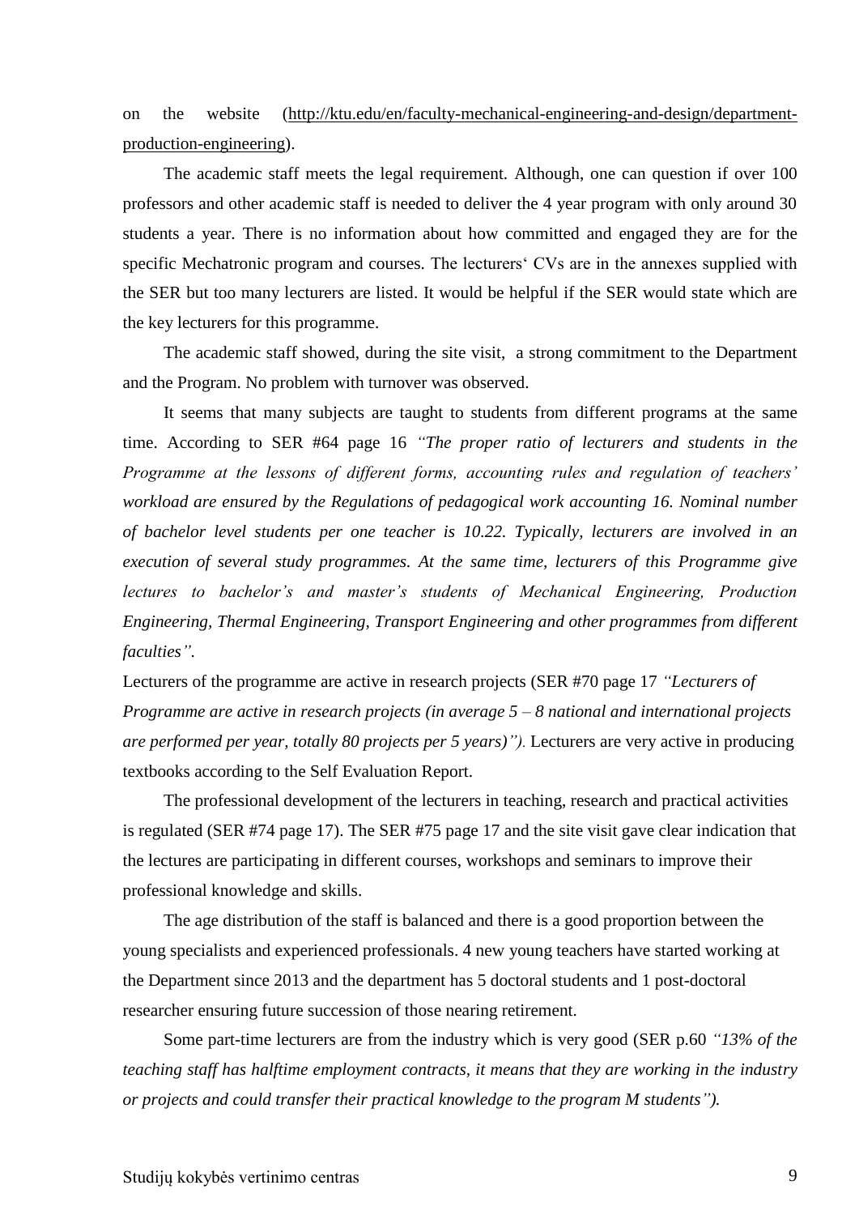on the website (http://ktu.edu/en/faculty-mechanical-engineering-and-design/department-production-engineering).

The academic staff meets the legal requirement. Although, one can question if over 100 professors and other academic staff is needed to deliver the 4 year program with only around 30 students a year. There is no information about how committed and engaged they are for the specific Mechatronic program and courses. The lecturers‘ CVs are in the annexes supplied with the SER but too many lecturers are listed. It would be helpful if the SER would state which are the key lecturers for this programme.

The academic staff showed, during the site visit, a strong commitment to the Department and the Program. No problem with turnover was observed.

It seems that many subjects are taught to students from different programs at the same time. According to SER #64 page 16 *"The proper ratio of lecturers and students in the Programme at the lessons of different forms, accounting rules and regulation of teachers' workload are ensured by the Regulations of pedagogical work accounting 16. Nominal number of bachelor level students per one teacher is 10.22. Typically, lecturers are involved in an execution of several study programmes. At the same time, lecturers of this Programme give lectures to bachelor's and master's students of Mechanical Engineering, Production Engineering, Thermal Engineering, Transport Engineering and other programmes from different faculties".*

Lecturers of the programme are active in research projects (SER #70 page 17 *"Lecturers of Programme are active in research projects (in average 5 – 8 national and international projects are performed per year, totally 80 projects per 5 years)").* Lecturers are very active in producing textbooks according to the Self Evaluation Report.

The professional development of the lecturers in teaching, research and practical activities is regulated (SER #74 page 17). The SER #75 page 17 and the site visit gave clear indication that the lectures are participating in different courses, workshops and seminars to improve their professional knowledge and skills.

The age distribution of the staff is balanced and there is a good proportion between the young specialists and experienced professionals. 4 new young teachers have started working at the Department since 2013 and the department has 5 doctoral students and 1 post-doctoral researcher ensuring future succession of those nearing retirement.

Some part-time lecturers are from the industry which is very good (SER p.60 *"13% of the teaching staff has halftime employment contracts, it means that they are working in the industry or projects and could transfer their practical knowledge to the program M students").*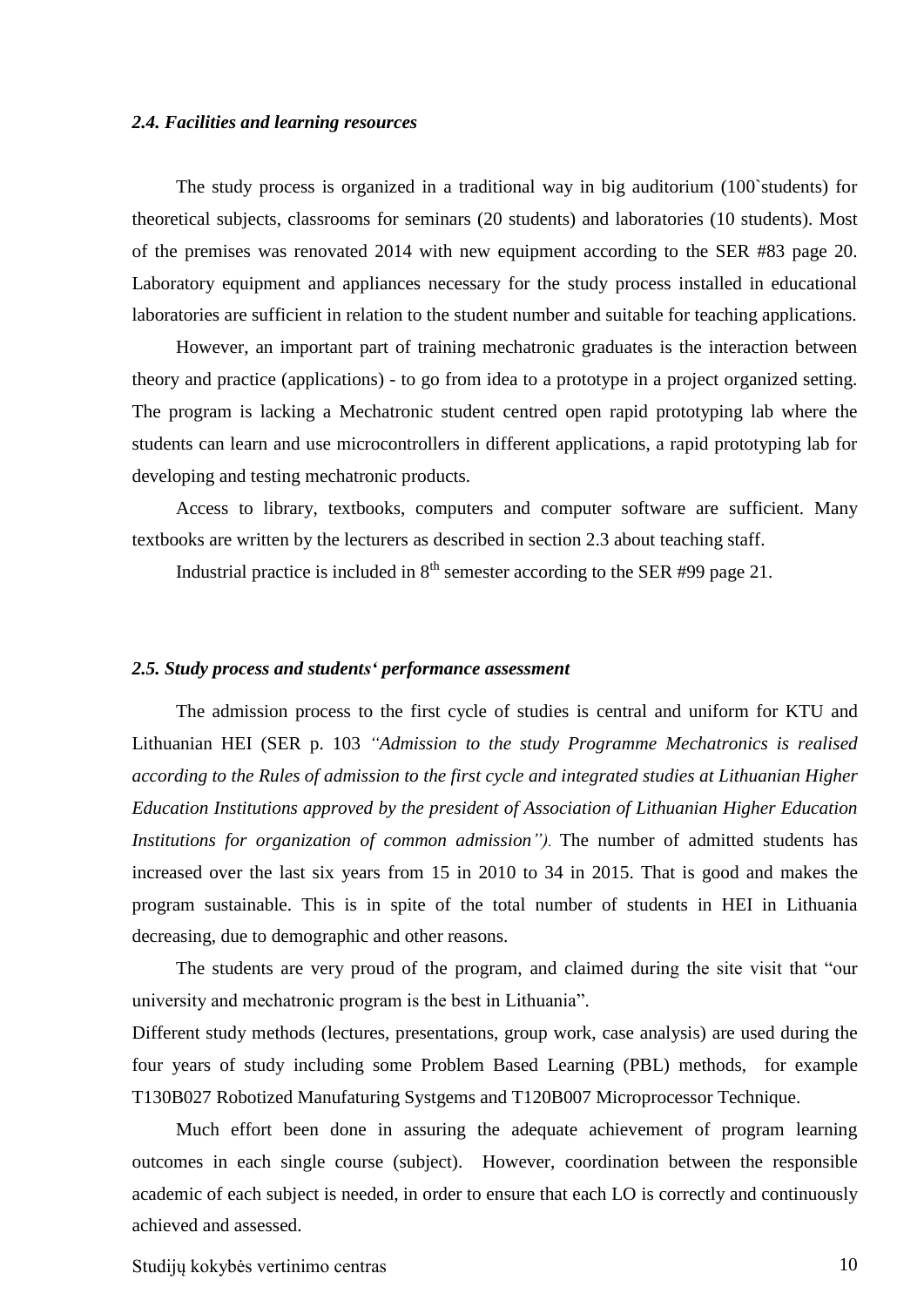### *2.4. Facilities and learning resources*

The study process is organized in a traditional way in big auditorium (100`students) for theoretical subjects, classrooms for seminars (20 students) and laboratories (10 students). Most of the premises was renovated 2014 with new equipment according to the SER #83 page 20. Laboratory equipment and appliances necessary for the study process installed in educational laboratories are sufficient in relation to the student number and suitable for teaching applications.

However, an important part of training mechatronic graduates is the interaction between theory and practice (applications) - to go from idea to a prototype in a project organized setting. The program is lacking a Mechatronic student centred open rapid prototyping lab where the students can learn and use microcontrollers in different applications, a rapid prototyping lab for developing and testing mechatronic products.

Access to library, textbooks, computers and computer software are sufficient. Many textbooks are written by the lecturers as described in section 2.3 about teaching staff.

Industrial practice is included in 8th semester according to the SER #99 page 21.

### *2.5. Study process and students' performance assessment*

The admission process to the first cycle of studies is central and uniform for KTU and Lithuanian HEI (SER p. 103 *"Admission to the study Programme Mechatronics is realised according to the Rules of admission to the first cycle and integrated studies at Lithuanian Higher Education Institutions approved by the president of Association of Lithuanian Higher Education Institutions for organization of common admission").* The number of admitted students has increased over the last six years from 15 in 2010 to 34 in 2015. That is good and makes the program sustainable. This is in spite of the total number of students in HEI in Lithuania decreasing, due to demographic and other reasons.

The students are very proud of the program, and claimed during the site visit that "our university and mechatronic program is the best in Lithuania".

Different study methods (lectures, presentations, group work, case analysis) are used during the four years of study including some Problem Based Learning (PBL) methods, for example T130B027 Robotized Manufaturing Systgems and T120B007 Microprocessor Technique.

Much effort been done in assuring the adequate achievement of program learning outcomes in each single course (subject). However, coordination between the responsible academic of each subject is needed, in order to ensure that each LO is correctly and continuously achieved and assessed.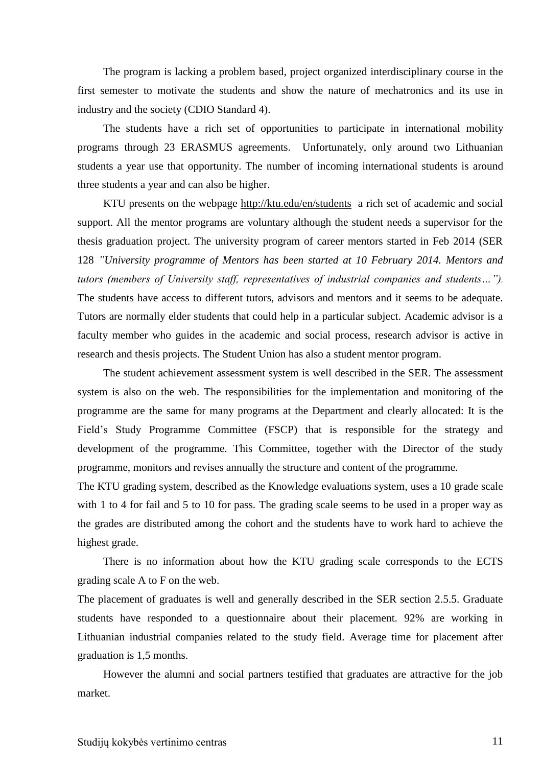The program is lacking a problem based, project organized interdisciplinary course in the first semester to motivate the students and show the nature of mechatronics and its use in industry and the society (CDIO Standard 4).

The students have a rich set of opportunities to participate in international mobility programs through 23 ERASMUS agreements. Unfortunately, only around two Lithuanian students a year use that opportunity. The number of incoming international students is around three students a year and can also be higher.

KTU presents on the webpage http://ktu.edu/en/students a rich set of academic and social support. All the mentor programs are voluntary although the student needs a supervisor for the thesis graduation project. The university program of career mentors started in Feb 2014 (SER 128 *"University programme of Mentors has been started at 10 February 2014. Mentors and tutors (members of University staff, representatives of industrial companies and students…").* The students have access to different tutors, advisors and mentors and it seems to be adequate. Tutors are normally elder students that could help in a particular subject. Academic advisor is a faculty member who guides in the academic and social process, research advisor is active in research and thesis projects. The Student Union has also a student mentor program.

The student achievement assessment system is well described in the SER. The assessment system is also on the web. The responsibilities for the implementation and monitoring of the programme are the same for many programs at the Department and clearly allocated: It is the Field's Study Programme Committee (FSCP) that is responsible for the strategy and development of the programme. This Committee, together with the Director of the study programme, monitors and revises annually the structure and content of the programme.

The KTU grading system, described as the Knowledge evaluations system, uses a 10 grade scale with 1 to 4 for fail and 5 to 10 for pass. The grading scale seems to be used in a proper way as the grades are distributed among the cohort and the students have to work hard to achieve the highest grade.

There is no information about how the KTU grading scale corresponds to the ECTS grading scale A to F on the web.

The placement of graduates is well and generally described in the SER section 2.5.5. Graduate students have responded to a questionnaire about their placement. 92% are working in Lithuanian industrial companies related to the study field. Average time for placement after graduation is 1,5 months.

However the alumni and social partners testified that graduates are attractive for the job market.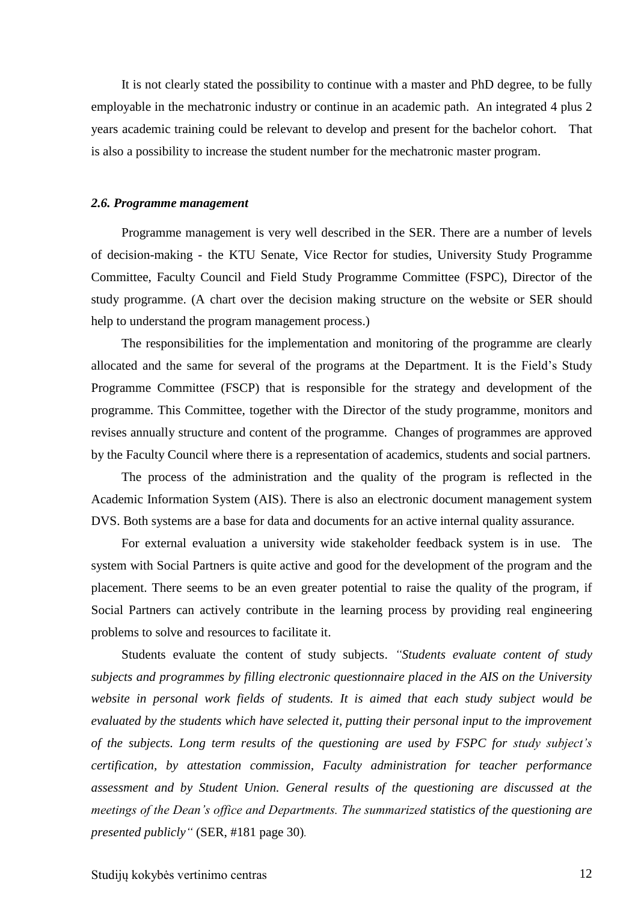It is not clearly stated the possibility to continue with a master and PhD degree, to be fully employable in the mechatronic industry or continue in an academic path. An integrated 4 plus 2 years academic training could be relevant to develop and present for the bachelor cohort. That is also a possibility to increase the student number for the mechatronic master program.

### *2.6. Programme management*

Programme management is very well described in the SER. There are a number of levels of decision-making - the KTU Senate, Vice Rector for studies, University Study Programme Committee, Faculty Council and Field Study Programme Committee (FSPC), Director of the study programme. (A chart over the decision making structure on the website or SER should help to understand the program management process.)

The responsibilities for the implementation and monitoring of the programme are clearly allocated and the same for several of the programs at the Department. It is the Field's Study Programme Committee (FSCP) that is responsible for the strategy and development of the programme. This Committee, together with the Director of the study programme, monitors and revises annually structure and content of the programme. Changes of programmes are approved by the Faculty Council where there is a representation of academics, students and social partners.

The process of the administration and the quality of the program is reflected in the Academic Information System (AIS). There is also an electronic document management system DVS. Both systems are a base for data and documents for an active internal quality assurance.

For external evaluation a university wide stakeholder feedback system is in use. The system with Social Partners is quite active and good for the development of the program and the placement. There seems to be an even greater potential to raise the quality of the program, if Social Partners can actively contribute in the learning process by providing real engineering problems to solve and resources to facilitate it.

Students evaluate the content of study subjects. *"Students evaluate content of study subjects and programmes by filling electronic questionnaire placed in the AIS on the University website in personal work fields of students. It is aimed that each study subject would be evaluated by the students which have selected it, putting their personal input to the improvement of the subjects. Long term results of the questioning are used by FSPC for study subject's certification, by attestation commission, Faculty administration for teacher performance assessment and by Student Union. General results of the questioning are discussed at the meetings of the Dean's office and Departments. The summarized statistics of the questioning are presented publicly"* (SER, #181 page 30).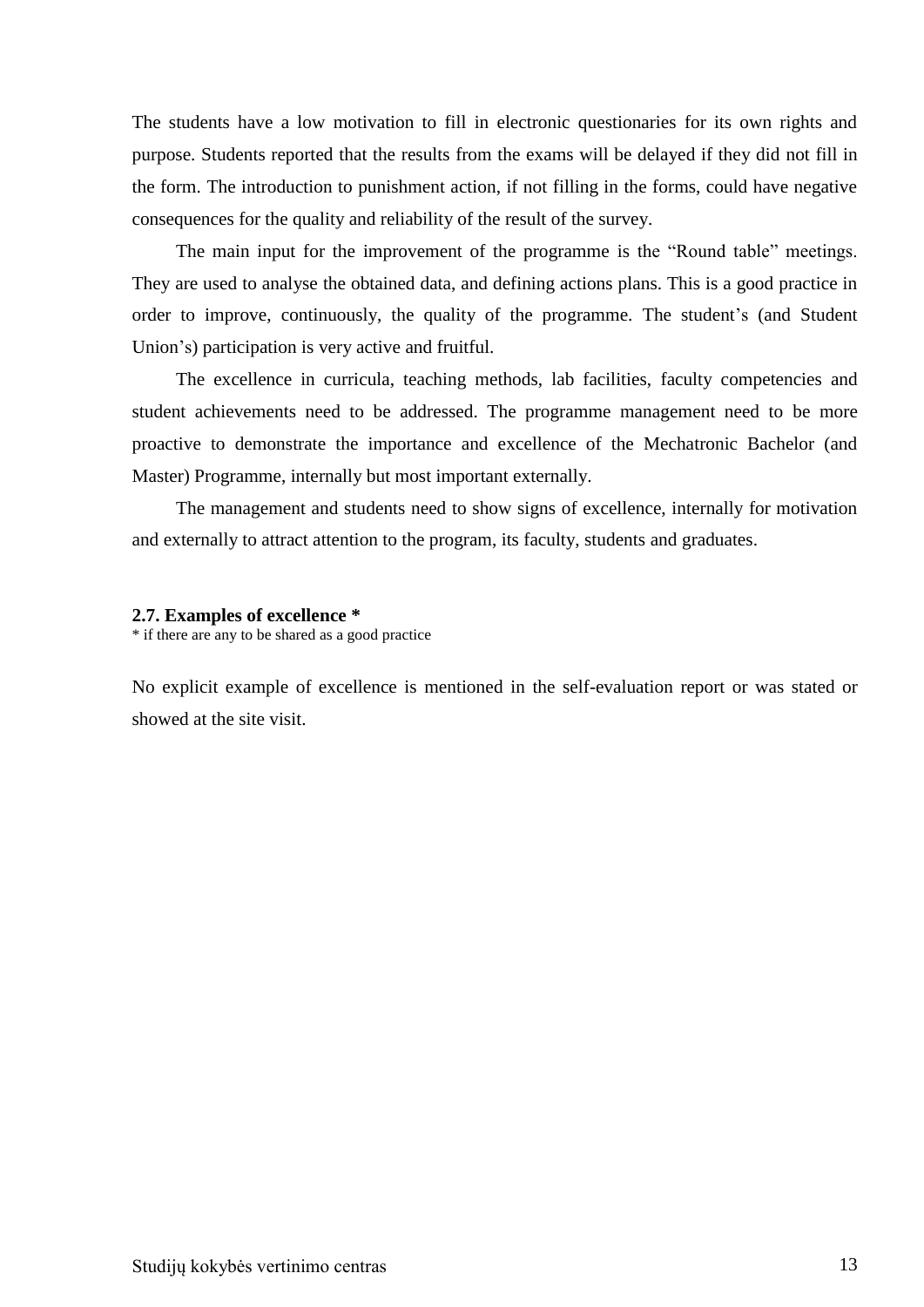The students have a low motivation to fill in electronic questionaries for its own rights and purpose. Students reported that the results from the exams will be delayed if they did not fill in the form. The introduction to punishment action, if not filling in the forms, could have negative consequences for the quality and reliability of the result of the survey.

The main input for the improvement of the programme is the "Round table" meetings. They are used to analyse the obtained data, and defining actions plans. This is a good practice in order to improve, continuously, the quality of the programme. The student's (and Student Union's) participation is very active and fruitful.

The excellence in curricula, teaching methods, lab facilities, faculty competencies and student achievements need to be addressed. The programme management need to be more proactive to demonstrate the importance and excellence of the Mechatronic Bachelor (and Master) Programme, internally but most important externally.

The management and students need to show signs of excellence, internally for motivation and externally to attract attention to the program, its faculty, students and graduates.

**2.7. Examples of excellence ***

* if there are any to be shared as a good practice

No explicit example of excellence is mentioned in the self-evaluation report or was stated or showed at the site visit.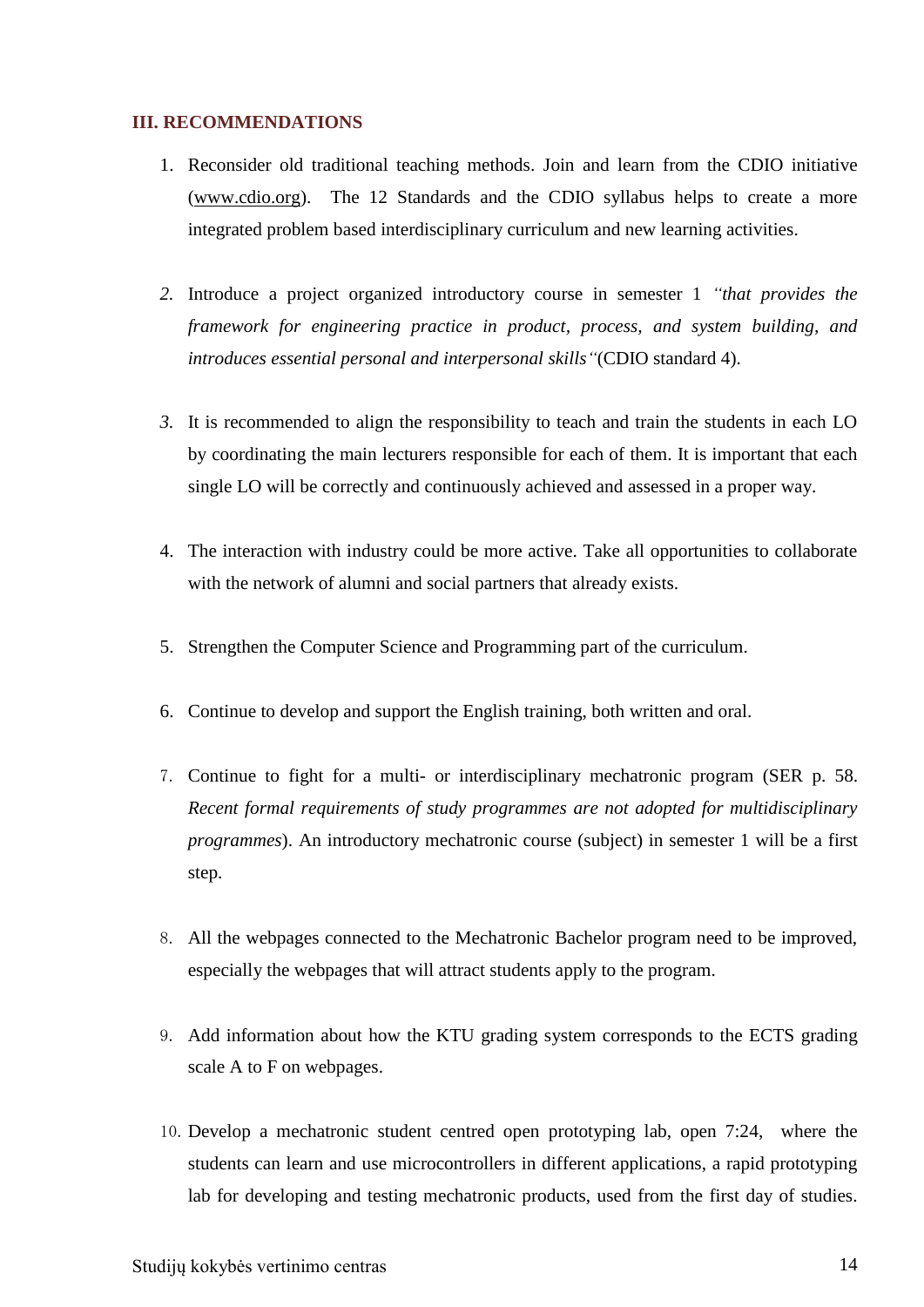## III. RECOMMENDATIONS

1. Reconsider old traditional teaching methods. Join and learn from the CDIO initiative (www.cdio.org). The 12 Standards and the CDIO syllabus helps to create a more integrated problem based interdisciplinary curriculum and new learning activities.

2. Introduce a project organized introductory course in semester 1 *"that provides the framework for engineering practice in product, process, and system building, and introduces essential personal and interpersonal skills"*(CDIO standard 4).

3. It is recommended to align the responsibility to teach and train the students in each LO by coordinating the main lecturers responsible for each of them. It is important that each single LO will be correctly and continuously achieved and assessed in a proper way.

4. The interaction with industry could be more active. Take all opportunities to collaborate with the network of alumni and social partners that already exists.

5. Strengthen the Computer Science and Programming part of the curriculum.

6. Continue to develop and support the English training, both written and oral.

7. Continue to fight for a multi- or interdisciplinary mechatronic program (SER p. 58. *Recent formal requirements of study programmes are not adopted for multidisciplinary programmes*). An introductory mechatronic course (subject) in semester 1 will be a first step.

8. All the webpages connected to the Mechatronic Bachelor program need to be improved, especially the webpages that will attract students apply to the program.

9. Add information about how the KTU grading system corresponds to the ECTS grading scale A to F on webpages.

10. Develop a mechatronic student centred open prototyping lab, open 7:24, where the students can learn and use microcontrollers in different applications, a rapid prototyping lab for developing and testing mechatronic products, used from the first day of studies.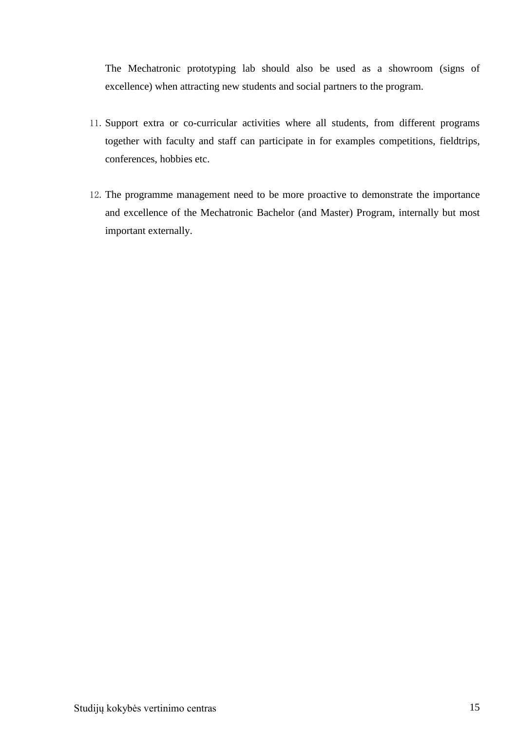The Mechatronic prototyping lab should also be used as a showroom (signs of excellence) when attracting new students and social partners to the program.

11. Support extra or co-curricular activities where all students, from different programs together with faculty and staff can participate in for examples competitions, fieldtrips, conferences, hobbies etc.

12. The programme management need to be more proactive to demonstrate the importance and excellence of the Mechatronic Bachelor (and Master) Program, internally but most important externally.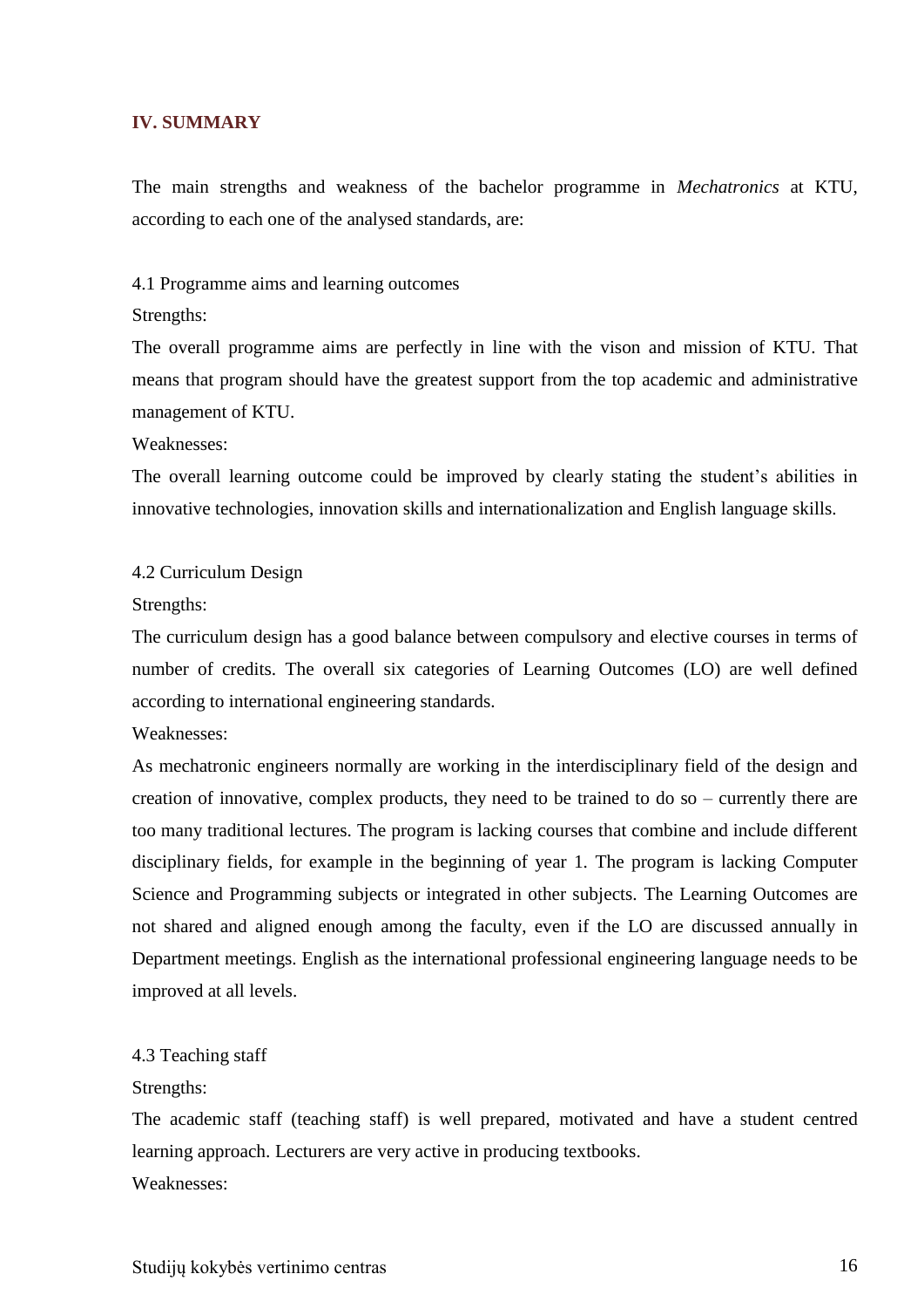## IV. SUMMARY

The main strengths and weakness of the bachelor programme in *Mechatronics* at KTU, according to each one of the analysed standards, are:

4.1 Programme aims and learning outcomes

Strengths:

The overall programme aims are perfectly in line with the vison and mission of KTU. That means that program should have the greatest support from the top academic and administrative management of KTU.

Weaknesses:

The overall learning outcome could be improved by clearly stating the student's abilities in innovative technologies, innovation skills and internationalization and English language skills.

4.2 Curriculum Design

Strengths:

The curriculum design has a good balance between compulsory and elective courses in terms of number of credits. The overall six categories of Learning Outcomes (LO) are well defined according to international engineering standards.

Weaknesses:

As mechatronic engineers normally are working in the interdisciplinary field of the design and creation of innovative, complex products, they need to be trained to do so – currently there are too many traditional lectures. The program is lacking courses that combine and include different disciplinary fields, for example in the beginning of year 1. The program is lacking Computer Science and Programming subjects or integrated in other subjects. The Learning Outcomes are not shared and aligned enough among the faculty, even if the LO are discussed annually in Department meetings. English as the international professional engineering language needs to be improved at all levels.

4.3 Teaching staff

Strengths:

The academic staff (teaching staff) is well prepared, motivated and have a student centred learning approach. Lecturers are very active in producing textbooks.

Weaknesses: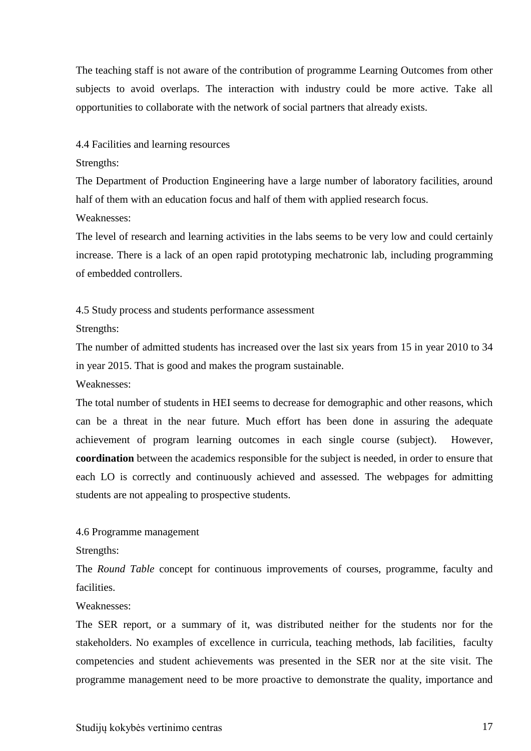The teaching staff is not aware of the contribution of programme Learning Outcomes from other subjects to avoid overlaps. The interaction with industry could be more active. Take all opportunities to collaborate with the network of social partners that already exists.

4.4 Facilities and learning resources

Strengths:

The Department of Production Engineering have a large number of laboratory facilities, around half of them with an education focus and half of them with applied research focus.

Weaknesses:

The level of research and learning activities in the labs seems to be very low and could certainly increase. There is a lack of an open rapid prototyping mechatronic lab, including programming of embedded controllers.

4.5 Study process and students performance assessment

Strengths:

The number of admitted students has increased over the last six years from 15 in year 2010 to 34 in year 2015. That is good and makes the program sustainable.

Weaknesses:

The total number of students in HEI seems to decrease for demographic and other reasons, which can be a threat in the near future. Much effort has been done in assuring the adequate achievement of program learning outcomes in each single course (subject). However, **coordination** between the academics responsible for the subject is needed, in order to ensure that each LO is correctly and continuously achieved and assessed. The webpages for admitting students are not appealing to prospective students.

4.6 Programme management

Strengths:

The *Round Table* concept for continuous improvements of courses, programme, faculty and facilities.

Weaknesses:

The SER report, or a summary of it, was distributed neither for the students nor for the stakeholders. No examples of excellence in curricula, teaching methods, lab facilities, faculty competencies and student achievements was presented in the SER nor at the site visit. The programme management need to be more proactive to demonstrate the quality, importance and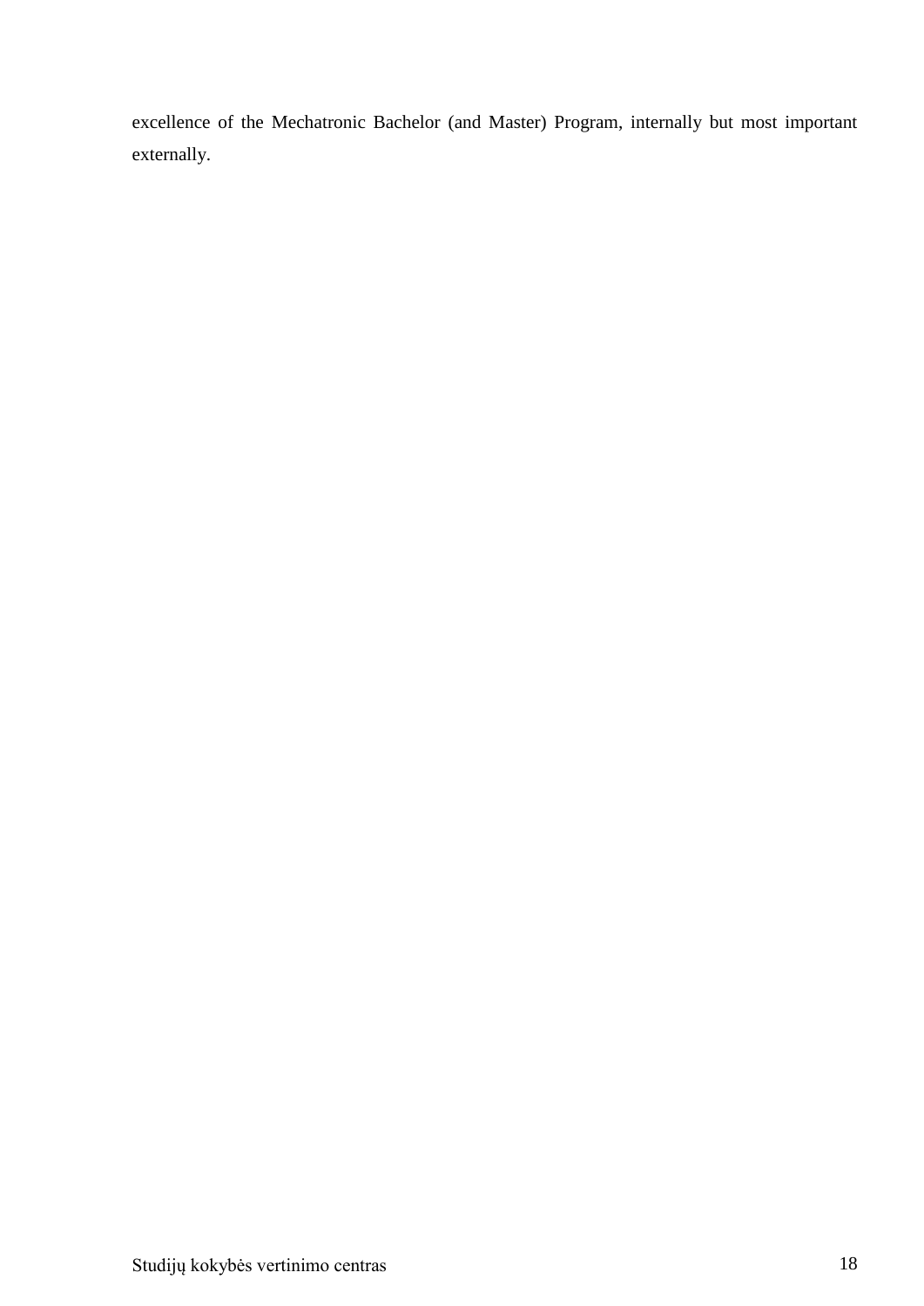excellence of the Mechatronic Bachelor (and Master) Program, internally but most important externally.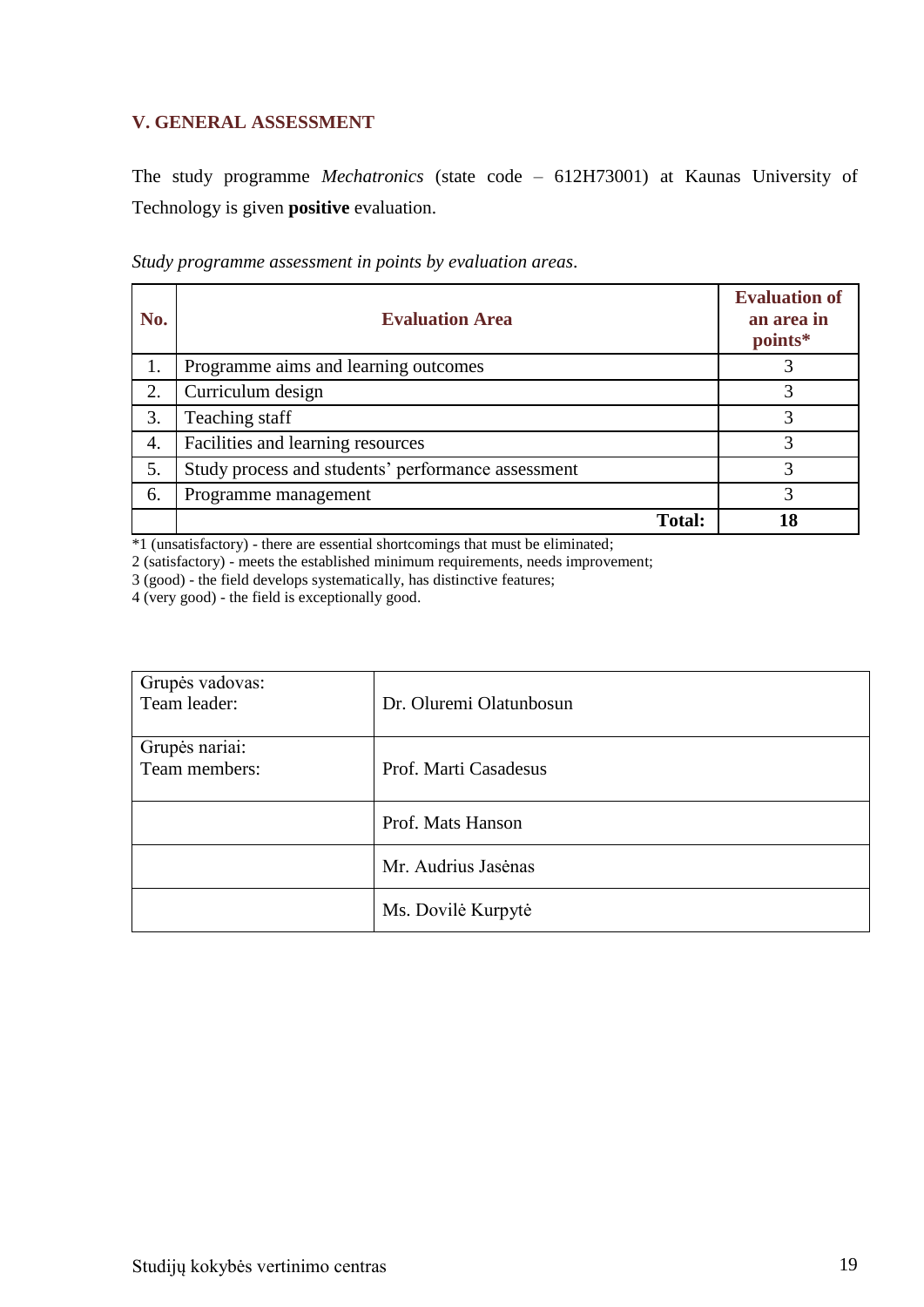## V. GENERAL ASSESSMENT

The study programme *Mechatronics* (state code – 612H73001) at Kaunas University of Technology is given **positive** evaluation.

*Study programme assessment in points by evaluation areas*.

| No. | Evaluation Area | Evaluation of an area in points* |
|---|---|---|
| 1. | Programme aims and learning outcomes | 3 |
| 2. | Curriculum design | 3 |
| 3. | Teaching staff | 3 |
| 4. | Facilities and learning resources | 3 |
| 5. | Study process and students' performance assessment | 3 |
| 6. | Programme management | 3 |
| | **Total:** | **18** |

*1 (unsatisfactory) - there are essential shortcomings that must be eliminated;
2 (satisfactory) - meets the established minimum requirements, needs improvement;
3 (good) - the field develops systematically, has distinctive features;
4 (very good) - the field is exceptionally good.

| | |
|---|---|
| Grupės vadovas: Team leader: | Dr. Oluremi Olatunbosun |
| Grupės nariai: Team members: | Prof. Marti Casadesus |
| | Prof. Mats Hanson |
| | Mr. Audrius Jasėnas |
| | Ms. Dovilė Kurpytė |

Studijų kokybės vertinimo centras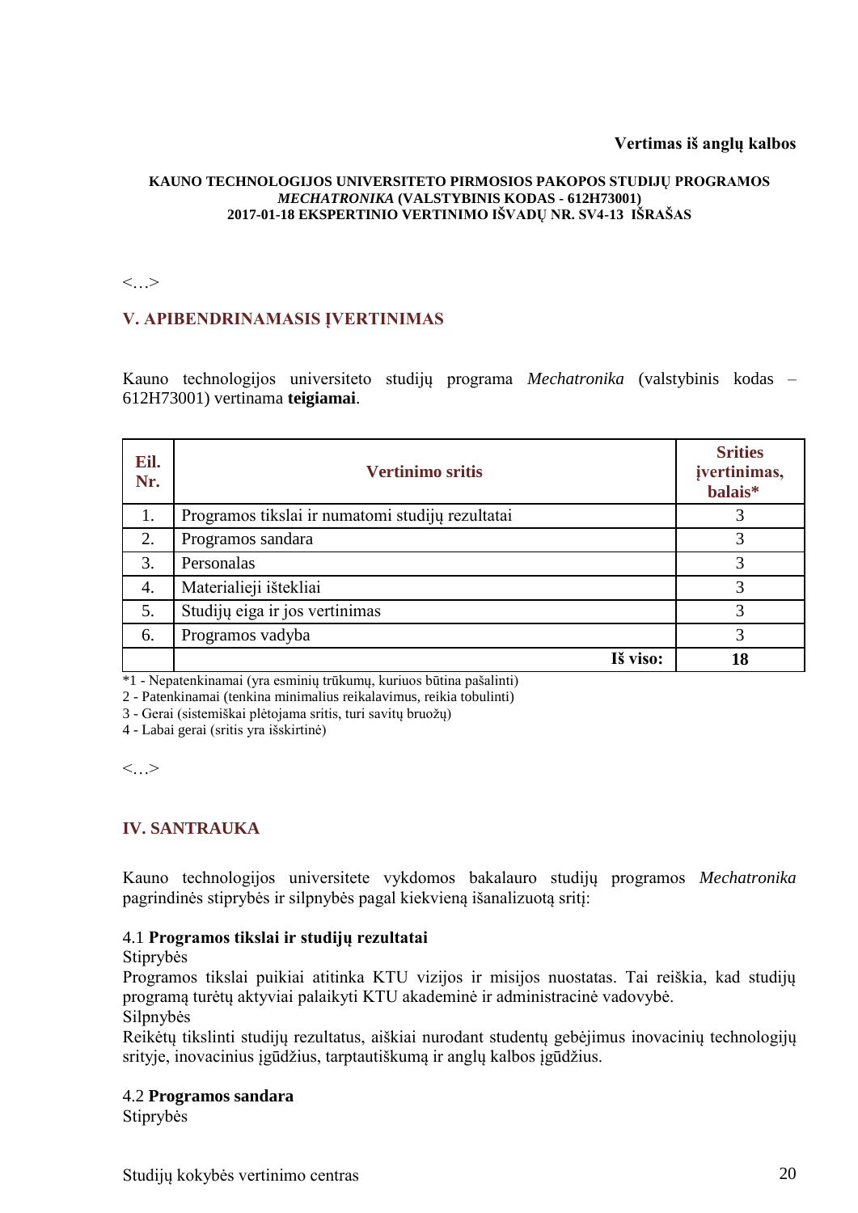**Vertimas iš anglų kalbos**

**KAUNO TECHNOLOGIJOS UNIVERSITETO PIRMOSIOS PAKOPOS STUDIJŲ PROGRAMOS *MECHATRONIKA* (VALSTYBINIS KODAS - 612H73001) 2017-01-18 EKSPERTINIO VERTINIMO IŠVADŲ NR. SV4-13 IŠRAŠAS**

<…>

## V. APIBENDRINAMASIS ĮVERTINIMAS

Kauno technologijos universiteto studijų programa *Mechatronika* (valstybinis kodas – 612H73001) vertinama **teigiamai**.

| Eil. Nr. | Vertinimo sritis | Srities įvertinimas, balais* |
|---|---|---|
| 1. | Programos tikslai ir numatomi studijų rezultatai | 3 |
| 2. | Programos sandara | 3 |
| 3. | Personalas | 3 |
| 4. | Materialieji ištekliai | 3 |
| 5. | Studijų eiga ir jos vertinimas | 3 |
| 6. | Programos vadyba | 3 |
| | **Iš viso:** | **18** |

*1 - Nepatenkinamai (yra esminių trūkumų, kuriuos būtina pašalinti)
2 - Patenkinamai (tenkina minimalius reikalavimus, reikia tobulinti)
3 - Gerai (sistemiškai plėtojama sritis, turi savitų bruožų)
4 - Labai gerai (sritis yra išskirtinė)

<…>

## IV. SANTRAUKA

Kauno technologijos universitete vykdomos bakalauro studijų programos *Mechatronika* pagrindinės stiprybės ir silpnybės pagal kiekvieną išanalizuotą sritį:

4.1 **Programos tikslai ir studijų rezultatai**

Stiprybės

Programos tikslai puikiai atitinka KTU vizijos ir misijos nuostatas. Tai reiškia, kad studijų programą turėtų aktyviai palaikyti KTU akademinė ir administracinė vadovybė.

Silpnybės

Reikėtų tikslinti studijų rezultatus, aiškiai nurodant studentų gebėjimus inovacinių technologijų srityje, inovacinius įgūdžius, tarptautiškumą ir anglų kalbos įgūdžius.

4.2 **Programos sandara**

Stiprybės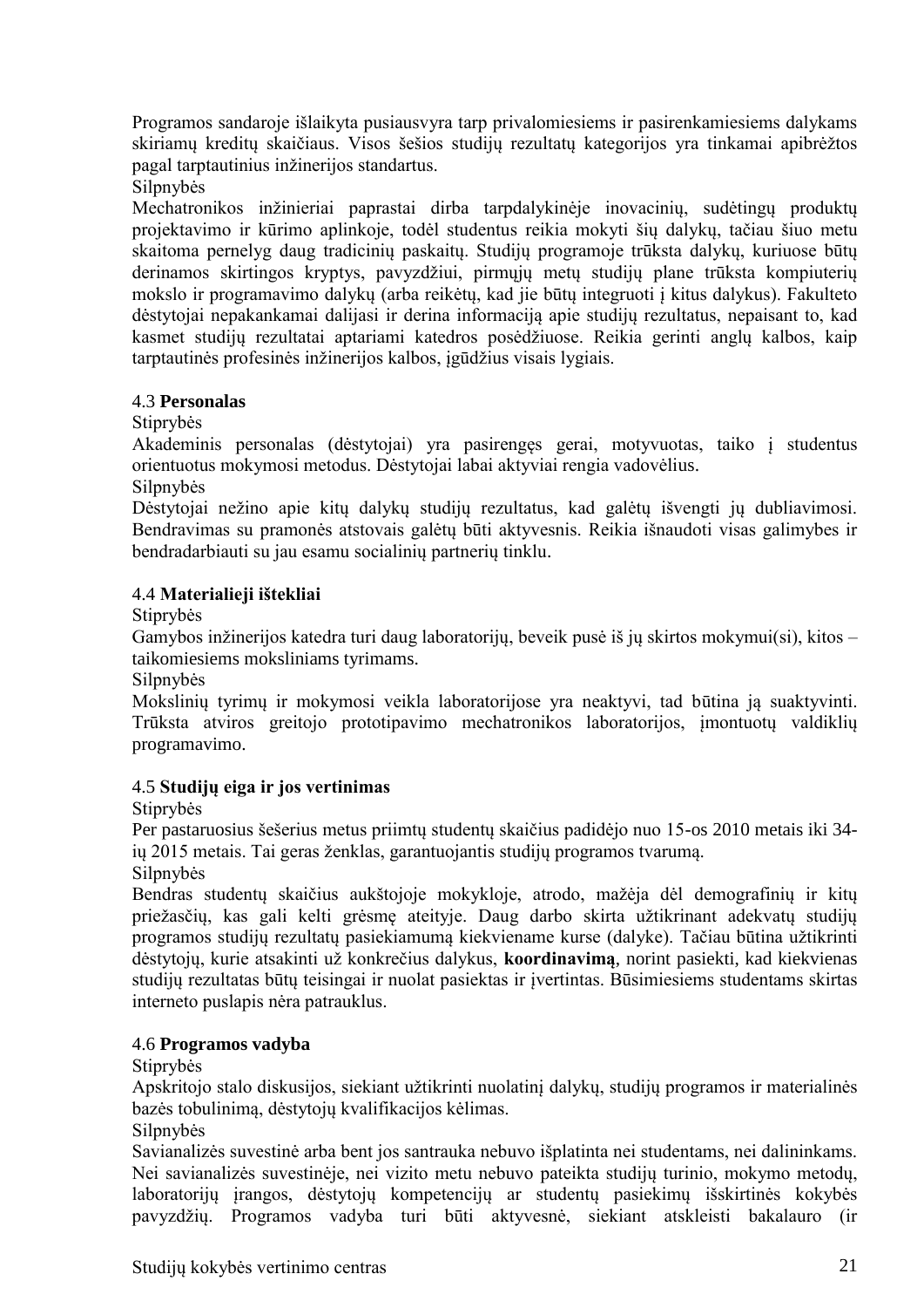Programos sandaroje išlaikyta pusiausvyra tarp privalomiesiems ir pasirenkamiesiems dalykams skiriamų kreditų skaičiaus. Visos šešios studijų rezultatų kategorijos yra tinkamai apibrėžtos pagal tarptautinius inžinerijos standartus.

Silpnybės

Mechatronikos inžinieriai paprastai dirba tarpdalykinėje inovacinių, sudėtingų produktų projektavimo ir kūrimo aplinkoje, todėl studentus reikia mokyti šių dalykų, tačiau šiuo metu skaitoma pernelyg daug tradicinių paskaitų. Studijų programoje trūksta dalykų, kuriuose būtų derinamos skirtingos kryptys, pavyzdžiui, pirmųjų metų studijų plane trūksta kompiuterių mokslo ir programavimo dalykų (arba reikėtų, kad jie būtų integruoti į kitus dalykus). Fakulteto dėstytojai nepakankamai dalijasi ir derina informaciją apie studijų rezultatus, nepaisant to, kad kasmet studijų rezultatai aptariami katedros posėdžiuose. Reikia gerinti anglų kalbos, kaip tarptautinės profesinės inžinerijos kalbos, įgūdžius visais lygiais.

### 4.3 **Personalas**

Stiprybės

Akademinis personalas (dėstytojai) yra pasirengęs gerai, motyvuotas, taiko į studentus orientuotus mokymosi metodus. Dėstytojai labai aktyviai rengia vadovėlius.

Silpnybės

Dėstytojai nežino apie kitų dalykų studijų rezultatus, kad galėtų išvengti jų dubliavimosi. Bendravimas su pramonės atstovais galėtų būti aktyvesnis. Reikia išnaudoti visas galimybes ir bendradarbiauti su jau esamu socialinių partnerių tinklu.

### 4.4 **Materialieji ištekliai**

Stiprybės

Gamybos inžinerijos katedra turi daug laboratorijų, beveik pusė iš jų skirtos mokymui(si), kitos – taikomiesiems moksliniams tyrimams.

Silpnybės

Mokslinių tyrimų ir mokymosi veikla laboratorijose yra neaktyvi, tad būtina ją suaktyvinti. Trūksta atviros greitojo prototipavimo mechatronikos laboratorijos, įmontuotų valdiklių programavimo.

### 4.5 **Studijų eiga ir jos vertinimas**

Stiprybės

Per pastaruosius šešerius metus priimtų studentų skaičius padidėjo nuo 15-os 2010 metais iki 34-ių 2015 metais. Tai geras ženklas, garantuojantis studijų programos tvarumą.

Silpnybės

Bendras studentų skaičius aukštojoje mokykloje, atrodo, mažėja dėl demografinių ir kitų priežasčių, kas gali kelti grėsmę ateityje. Daug darbo skirta užtikrinant adekvatų studijų programos studijų rezultatų pasiekiamumą kiekviename kurse (dalyke). Tačiau būtina užtikrinti dėstytojų, kurie atsakinti už konkrečius dalykus, **koordinavimą**, norint pasiekti, kad kiekvienas studijų rezultatas būtų teisingai ir nuolat pasiektas ir įvertintas. Būsimiesiems studentams skirtas interneto puslapis nėra patrauklus.

### 4.6 **Programos vadyba**

Stiprybės

Apskritojo stalo diskusijos, siekiant užtikrinti nuolatinį dalykų, studijų programos ir materialinės bazės tobulinimą, dėstytojų kvalifikacijos kėlimas.

Silpnybės

Savianalizės suvestinė arba bent jos santrauka nebuvo išplatinta nei studentams, nei dalininkams. Nei savianalizės suvestinėje, nei vizito metu nebuvo pateikta studijų turinio, mokymo metodų, laboratorijų įrangos, dėstytojų kompetencijų ar studentų pasiekimų išskirtinės kokybės pavyzdžių. Programos vadyba turi būti aktyvesnė, siekiant atskleisti bakalauro (ir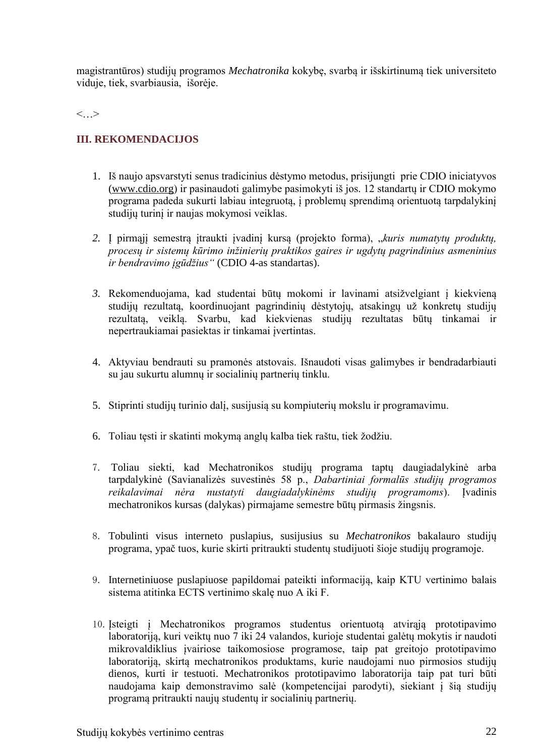magistrantūros) studijų programos *Mechatronika* kokybę, svarbą ir išskirtinumą tiek universiteto viduje, tiek, svarbiausia, išorėje.

<…>

## III. REKOMENDACIJOS

1. Iš naujo apsvarstyti senus tradicinius dėstymo metodus, prisijungti prie CDIO iniciatyvos (www.cdio.org) ir pasinaudoti galimybe pasimokyti iš jos. 12 standartų ir CDIO mokymo programa padeda sukurti labiau integruotą, į problemų sprendimą orientuotą tarpdalykinį studijų turinį ir naujas mokymosi veiklas.

2. Į pirmąjį semestrą įtraukti įvadinį kursą (projekto forma), „*kuris numatytų produktų, procesų ir sistemų kūrimo inžinierių praktikos gaires ir ugdytų pagrindinius asmeninius ir bendravimo įgūdžius*" (CDIO 4-as standartas).

3. Rekomenduojama, kad studentai būtų mokomi ir lavinami atsižvelgiant į kiekvieną studijų rezultatą, koordinuojant pagrindinių dėstytojų, atsakingų už konkretų studijų rezultatą, veiklą. Svarbu, kad kiekvienas studijų rezultatas būtų tinkamai ir nepertraukiamai pasiektas ir tinkamai įvertintas.

4. Aktyviau bendrauti su pramonės atstovais. Išnaudoti visas galimybes ir bendradarbiauti su jau sukurtu alumnų ir socialinių partnerių tinklu.

5. Stiprinti studijų turinio dalį, susijusią su kompiuterių mokslu ir programavimu.

6. Toliau tęsti ir skatinti mokymą anglų kalba tiek raštu, tiek žodžiu.

7. Toliau siekti, kad Mechatronikos studijų programa taptų daugiadalykinė arba tarpdalykinė (Savianalizės suvestinės 58 p., *Dabartiniai formalūs studijų programos reikalavimai nėra nustatyti daugiadalykinėms studijų programoms*). Įvadinis mechatronikos kursas (dalykas) pirmajame semestre būtų pirmasis žingsnis.

8. Tobulinti visus interneto puslapius, susijusius su *Mechatronikos* bakalauro studijų programa, ypač tuos, kurie skirti pritraukti studentų studijuoti šioje studijų programoje.

9. Internetiniuose puslapiuose papildomai pateikti informaciją, kaip KTU vertinimo balais sistema atitinka ECTS vertinimo skalę nuo A iki F.

10. Įsteigti į Mechatronikos programos studentus orientuotą atvirąją prototipavimo laboratoriją, kuri veiktų nuo 7 iki 24 valandos, kurioje studentai galėtų mokytis ir naudoti mikrovaldiklius įvairiose taikomosiose programose, taip pat greitojo prototipavimo laboratoriją, skirtą mechatronikos produktams, kurie naudojami nuo pirmosios studijų dienos, kurti ir testuoti. Mechatronikos prototipavimo laboratorija taip pat turi būti naudojama kaip demonstravimo salė (kompetencijai parodyti), siekiant į šią studijų programą pritraukti naujų studentų ir socialinių partnerių.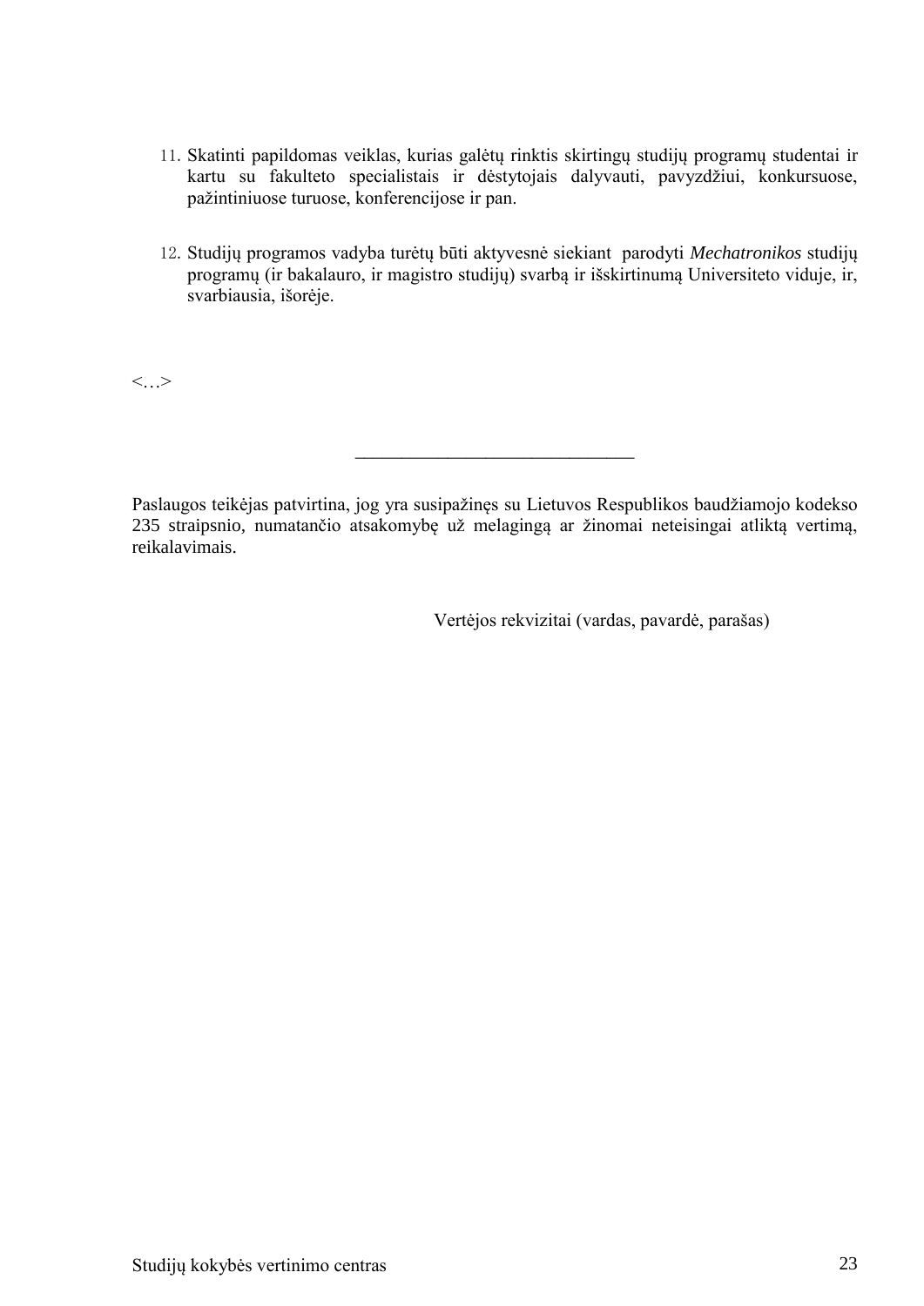11. Skatinti papildomas veiklas, kurias galėtų rinktis skirtingų studijų programų studentai ir kartu su fakulteto specialistais ir dėstytojais dalyvauti, pavyzdžiui, konkursuose, pažintiniuose turuose, konferencijose ir pan.

12. Studijų programos vadyba turėtų būti aktyvesnė siekiant parodyti *Mechatronikos* studijų programų (ir bakalauro, ir magistro studijų) svarbą ir išskirtinumą Universiteto viduje, ir, svarbiausia, išorėje.

<…>

______________________________

Paslaugos teikėjas patvirtina, jog yra susipažinęs su Lietuvos Respublikos baudžiamojo kodekso 235 straipsnio, numatančio atsakomybę už melagingą ar žinomai neteisingai atliktą vertimą, reikalavimais.

Vertėjos rekvizitai (vardas, pavardė, parašas)